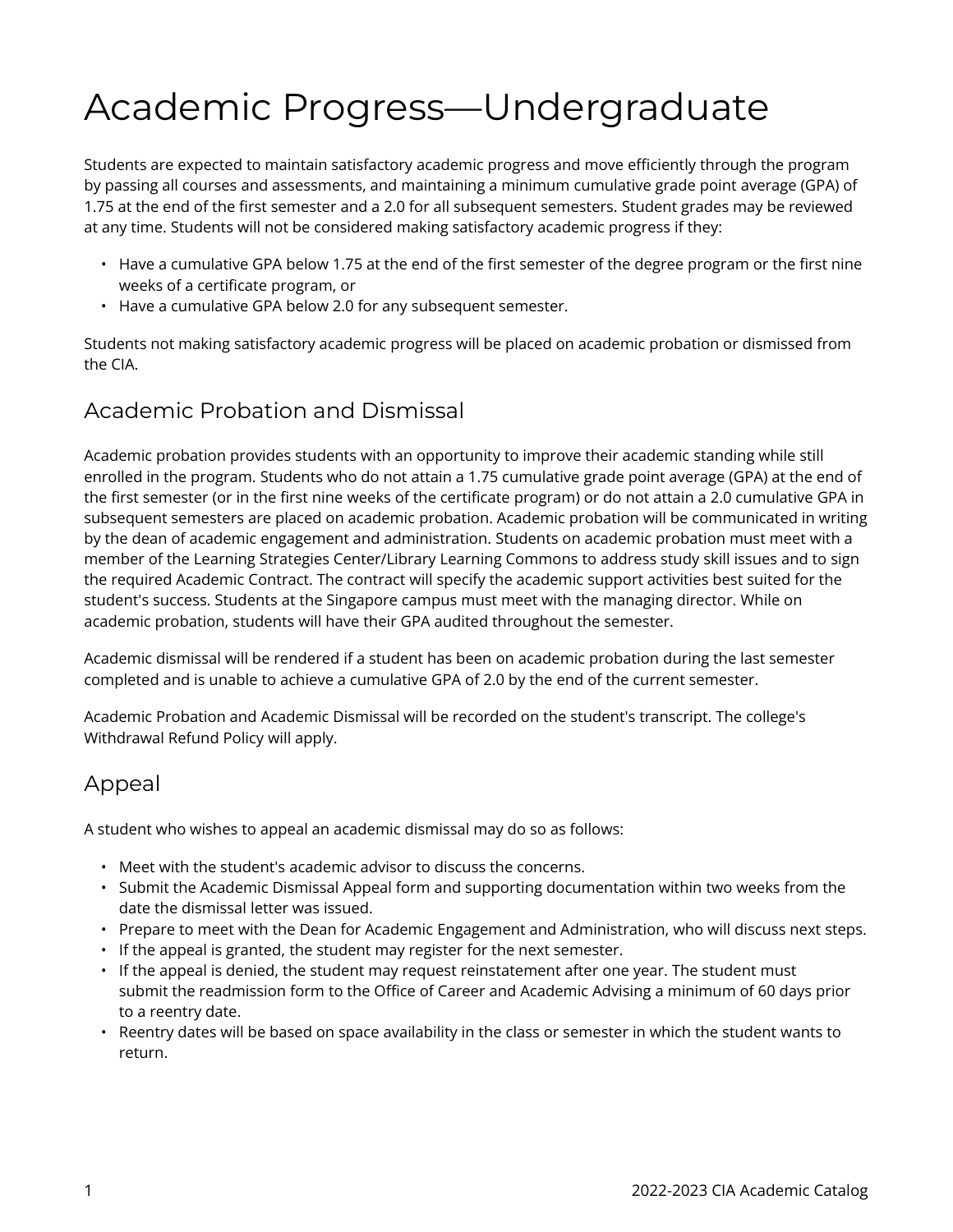# Academic Progress—Undergraduate

Students are expected to maintain satisfactory academic progress and move efficiently through the program by passing all courses and assessments, and maintaining a minimum cumulative grade point average (GPA) of 1.75 at the end of the first semester and a 2.0 for all subsequent semesters. Student grades may be reviewed at any time. Students will not be considered making satisfactory academic progress if they:

- Have a cumulative GPA below 1.75 at the end of the first semester of the degree program or the first nine weeks of a certificate program, or
- Have a cumulative GPA below 2.0 for any subsequent semester.

Students not making satisfactory academic progress will be placed on academic probation or dismissed from the CIA.

## Academic Probation and Dismissal

Academic probation provides students with an opportunity to improve their academic standing while still enrolled in the program. Students who do not attain a 1.75 cumulative grade point average (GPA) at the end of the first semester (or in the first nine weeks of the certificate program) or do not attain a 2.0 cumulative GPA in subsequent semesters are placed on academic probation. Academic probation will be communicated in writing by the dean of academic engagement and administration. Students on academic probation must meet with a member of the Learning Strategies Center/Library Learning Commons to address study skill issues and to sign the required Academic Contract. The contract will specify the academic support activities best suited for the student's success. Students at the Singapore campus must meet with the managing director. While on academic probation, students will have their GPA audited throughout the semester.

Academic dismissal will be rendered if a student has been on academic probation during the last semester completed and is unable to achieve a cumulative GPA of 2.0 by the end of the current semester.

Academic Probation and Academic Dismissal will be recorded on the student's transcript. The college's Withdrawal Refund Policy will apply.

## Appeal

A student who wishes to appeal an academic dismissal may do so as follows:

- Meet with the student's academic advisor to discuss the concerns.
- Submit the Academic Dismissal Appeal form and supporting documentation within two weeks from the date the dismissal letter was issued.
- Prepare to meet with the Dean for Academic Engagement and Administration, who will discuss next steps.
- If the appeal is granted, the student may register for the next semester.
- If the appeal is denied, the student may request reinstatement after one year. The student must submit the readmission form to the Office of Career and Academic Advising a minimum of 60 days prior to a reentry date.
- Reentry dates will be based on space availability in the class or semester in which the student wants to return.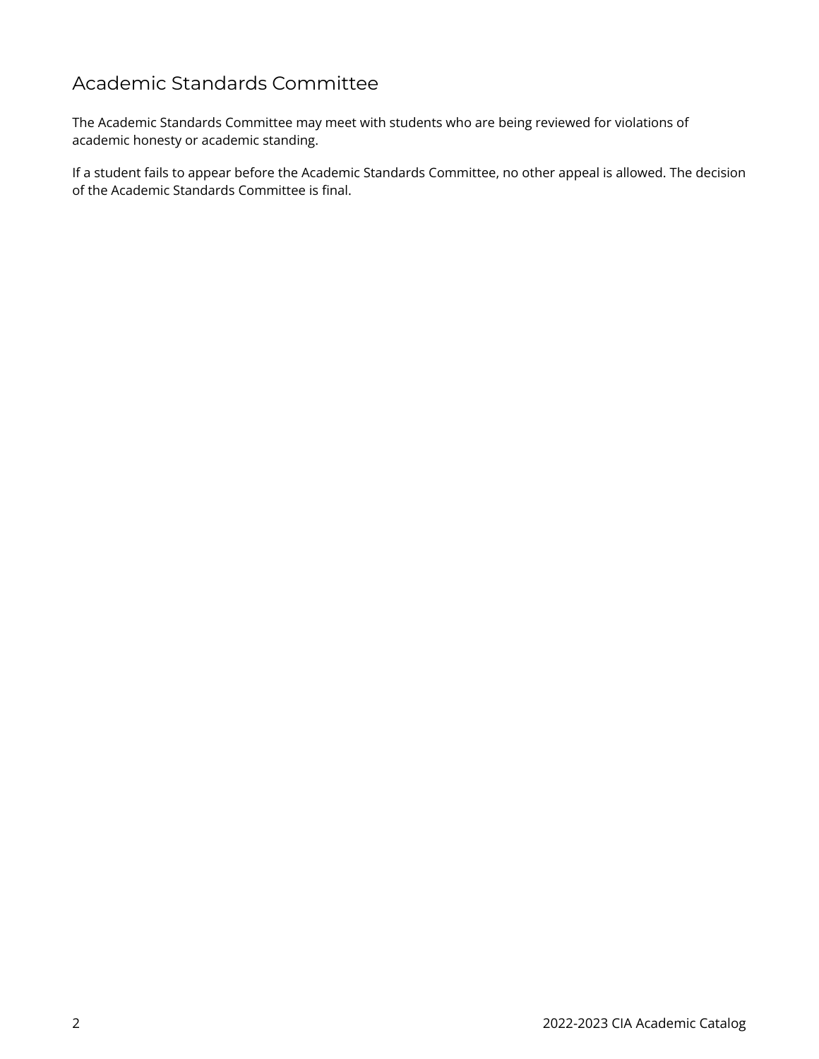## Academic Standards Committee

The Academic Standards Committee may meet with students who are being reviewed for violations of academic honesty or academic standing.

If a student fails to appear before the Academic Standards Committee, no other appeal is allowed. The decision of the Academic Standards Committee is final.